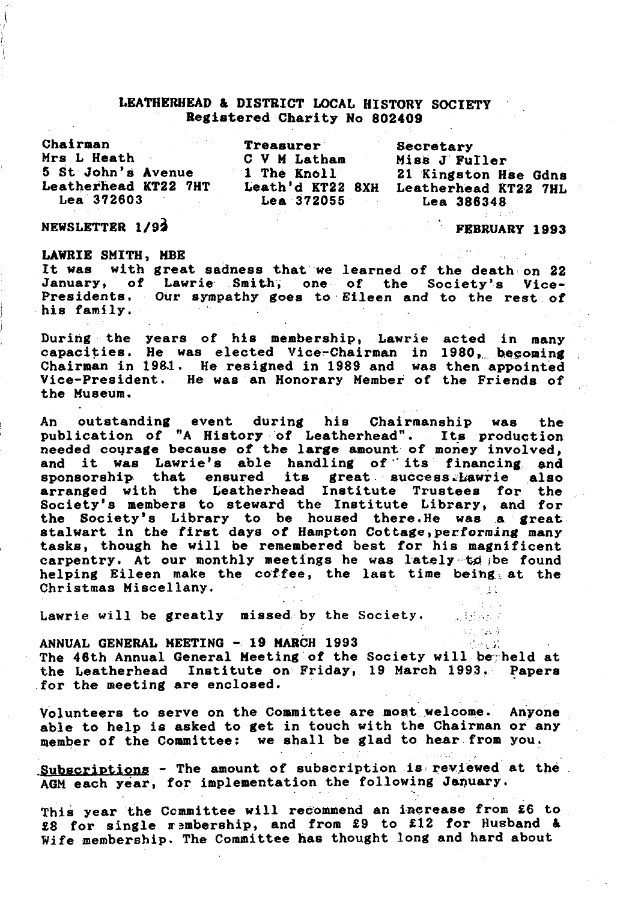# LEATHERHEAD & DISTRICT LOCAL HISTORY SOCIETY
## Registered Charity No 802409

| Chairman | Treasurer | Secretary |
|---|---|---|
| Mrs L Heath | C V M Latham | Miss J Fuller |
| 5 St John's Avenue | 1 The Knoll | 21 Kingston Hse Gdns |
| Leatherhead KT22 7HT | Leath'd KT22 8XH | Leatherhead KT22 7HL |
| Lea 372603 | Lea 372055 | Lea 386348 |

NEWSLETTER 1/93 FEBRUARY 1993

**LAWRIE SMITH, MBE**

It was with great sadness that we learned of the death on 22 January, of Lawrie Smith, one of the Society's Vice-Presidents. Our sympathy goes to Eileen and to the rest of his family.

During the years of his membership, Lawrie acted in many capacities. He was elected Vice-Chairman in 1980, becoming Chairman in 1981. He resigned in 1989 and was then appointed Vice-President. He was an Honorary Member of the Friends of the Museum.

An outstanding event during his Chairmanship was the publication of "A History of Leatherhead". Its production needed courage because of the large amount of money involved, and it was Lawrie's able handling of its financing and sponsorship that ensured its great success. Lawrie also arranged with the Leatherhead Institute Trustees for the Society's members to steward the Institute Library, and for the Society's Library to be housed there. He was a great stalwart in the first days of Hampton Cottage, performing many tasks, though he will be remembered best for his magnificent carpentry. At our monthly meetings he was lately to be found helping Eileen make the coffee, the last time being at the Christmas Miscellany.

Lawrie will be greatly missed by the Society.

**ANNUAL GENERAL MEETING - 19 MARCH 1993**

The 46th Annual General Meeting of the Society will be held at the Leatherhead Institute on Friday, 19 March 1993. Papers for the meeting are enclosed.

Volunteers to serve on the Committee are most welcome. Anyone able to help is asked to get in touch with the Chairman or any member of the Committee: we shall be glad to hear from you.

Subscriptions - The amount of subscription is reviewed at the AGM each year, for implementation the following January.

This year the Committee will recommend an increase from £6 to £8 for single membership, and from £9 to £12 for Husband & Wife membership. The Committee has thought long and hard about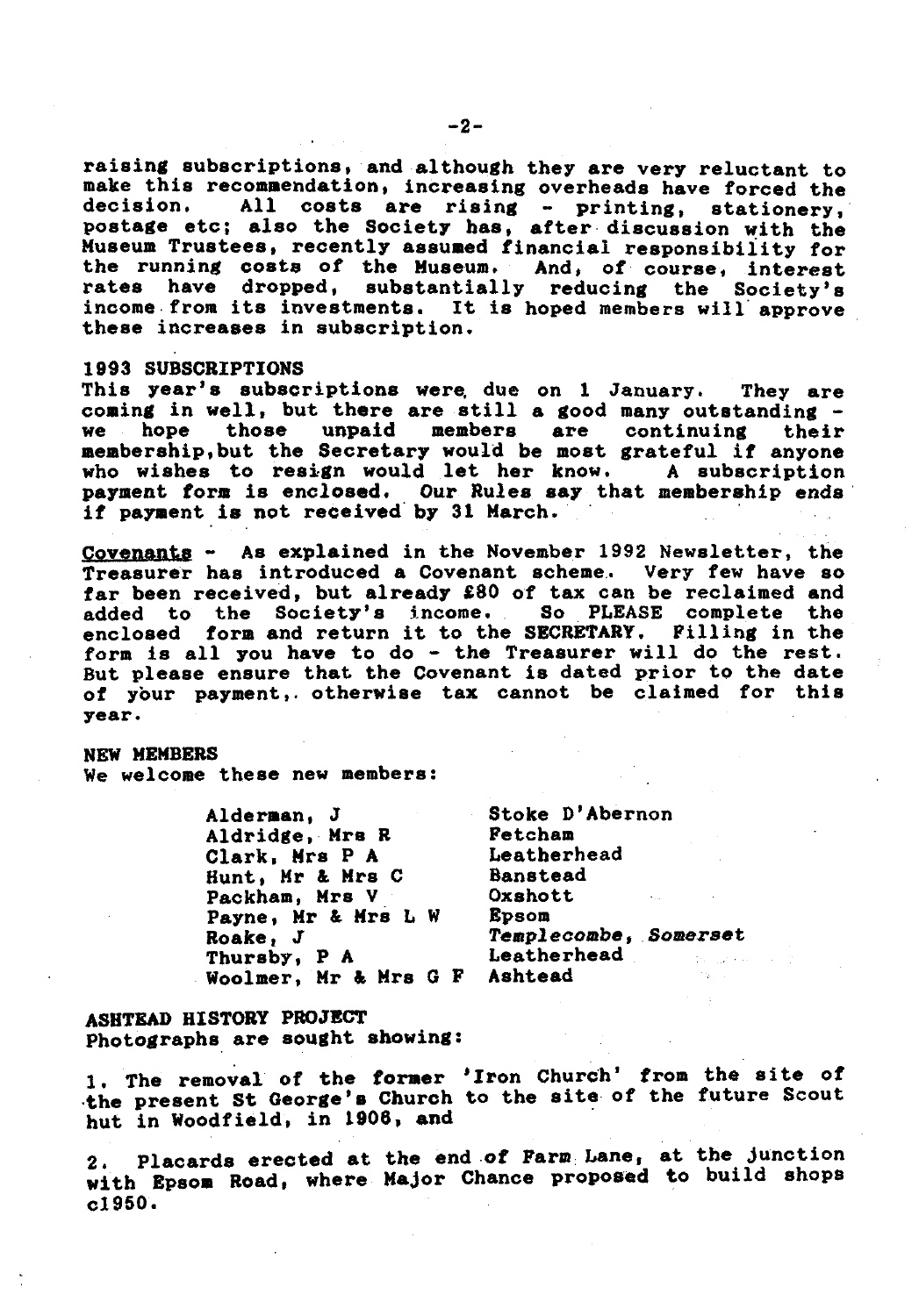raising subscriptions, and although they are very reluctant to make this recommendation, increasing overheads have forced the decision. All costs are rising - printing, stationery, postage etc; also the Society has, after discussion with the Museum Trustees, recently assumed financial responsibility for the running costs of the Museum. And, of course, interest rates have dropped, substantially reducing the Society's income from its investments. It is hoped members will approve these increases in subscription.

## 1993 SUBSCRIPTIONS

This year's subscriptions were due on 1 January. They are coming in well, but there are still a good many outstanding - we hope those unpaid members are continuing their membership, but the Secretary would be most grateful if anyone who wishes to resign would let her know. A subscription payment form is enclosed. Our Rules say that membership ends if payment is not received by 31 March.

Covenants - As explained in the November 1992 Newsletter, the Treasurer has introduced a Covenant scheme. Very few have so far been received, but already £80 of tax can be reclaimed and added to the Society's income. So PLEASE complete the enclosed form and return it to the **SECRETARY**. Filling in the form is all you have to do - the Treasurer will do the rest. But please ensure that the Covenant is dated prior to the date of your payment, otherwise tax cannot be claimed for this year.

## NEW MEMBERS

We welcome these new members:

| | |
|---|---|
| Alderman, J | Stoke D'Abernon |
| Aldridge, Mrs R | Fetcham |
| Clark, Mrs P A | Leatherhead |
| Hunt, Mr & Mrs C | Banstead |
| Packham, Mrs V | Oxshott |
| Payne, Mr & Mrs L W | Epsom |
| Roake, J | *Templecombe, Somerset* |
| Thursby, P A | Leatherhead |
| Woolmer, Mr & Mrs G F | Ashtead |

## ASHTEAD HISTORY PROJECT

Photographs are sought showing:

1. The removal of the former 'Iron Church' from the site of the present St George's Church to the site of the future Scout hut in Woodfield, in 1906, and

2. Placards erected at the end of Farm Lane, at the junction with Epsom Road, where Major Chance proposed to build shops c1950.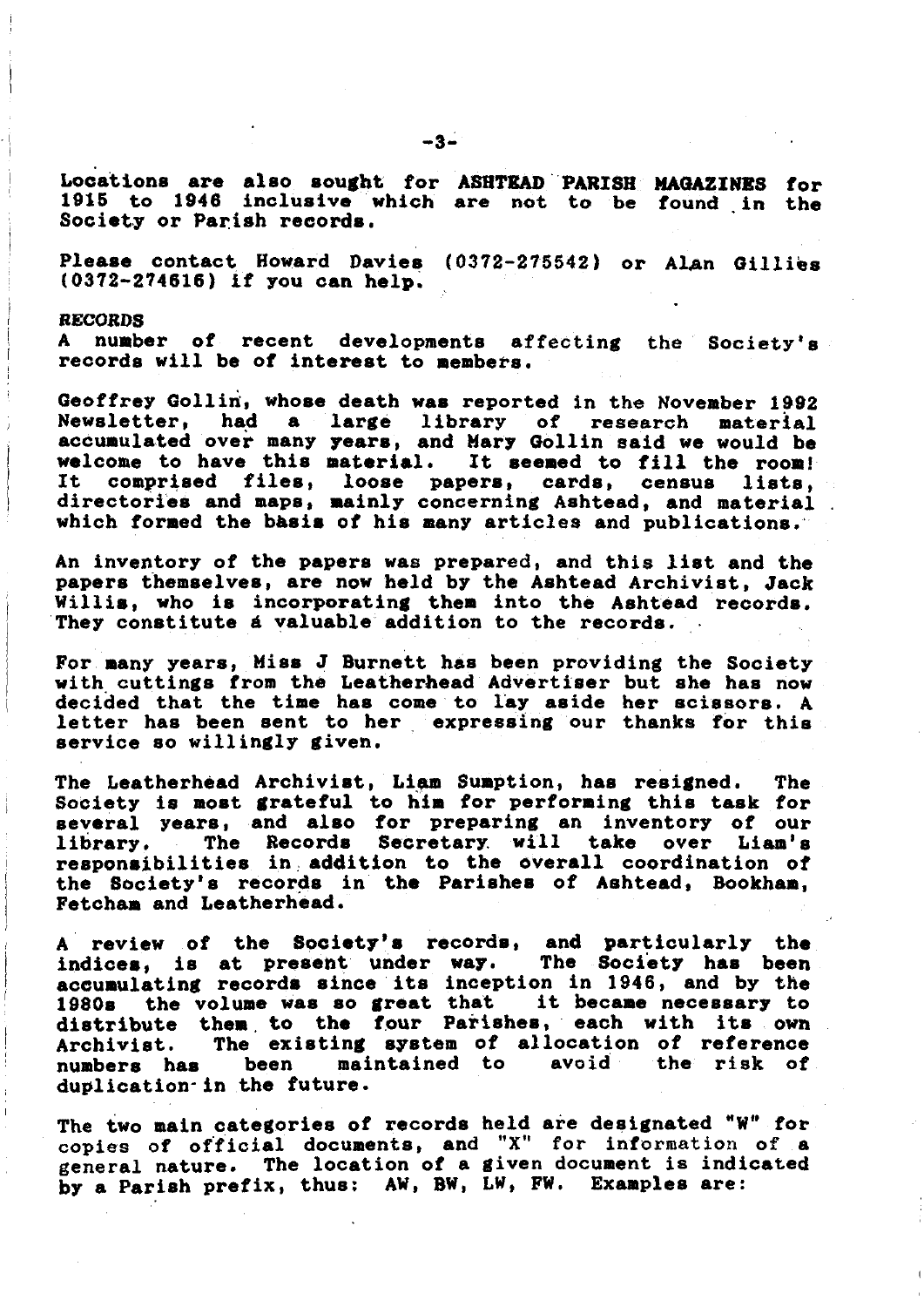Locations are also sought for **ASHTEAD PARISH MAGAZINES** for 1915 to 1946 inclusive which are not to be found in the Society or Parish records.

Please contact Howard Davies (0372-275542) or Alan Gillies (0372-274616) if you can help.

*RECORDS*

A number of recent developments affecting the Society's records will be of interest to members.

Geoffrey Gollin, whose death was reported in the November 1992 Newsletter, had a large library of research material accumulated over many years, and Mary Gollin said we would be welcome to have this material. It seemed to fill the room! It comprised files, loose papers, cards, census lists, directories and maps, mainly concerning Ashtead, and material which formed the basis of his many articles and publications.

An inventory of the papers was prepared, and this list and the papers themselves, are now held by the Ashtead Archivist, Jack Willis, who is incorporating them into the Ashtead records. They constitute a valuable addition to the records.

For many years, Miss J Burnett has been providing the Society with cuttings from the Leatherhead Advertiser but she has now decided that the time has come to lay aside her scissors. A letter has been sent to her expressing our thanks for this service so willingly given.

The Leatherhead Archivist, Liam Sumption, has resigned. The Society is most grateful to him for performing this task for several years, and also for preparing an inventory of our library. The Records Secretary will take over Liam's responsibilities in addition to the overall coordination of the Society's records in the Parishes of Ashtead, Bookham, Fetcham and Leatherhead.

A review of the Society's records, and particularly the indices, is at present under way. The Society has been accumulating records since its inception in 1946, and by the 1980s the volume was so great that it became necessary to distribute them to the four Parishes, each with its own Archivist. The existing system of allocation of reference numbers has been maintained to avoid the risk of duplication in the future.

The two main categories of records held are designated "W" for copies of official documents, and "X" for information of a general nature. The location of a given document is indicated by a Parish prefix, thus: AW, BW, LW, FW. Examples are: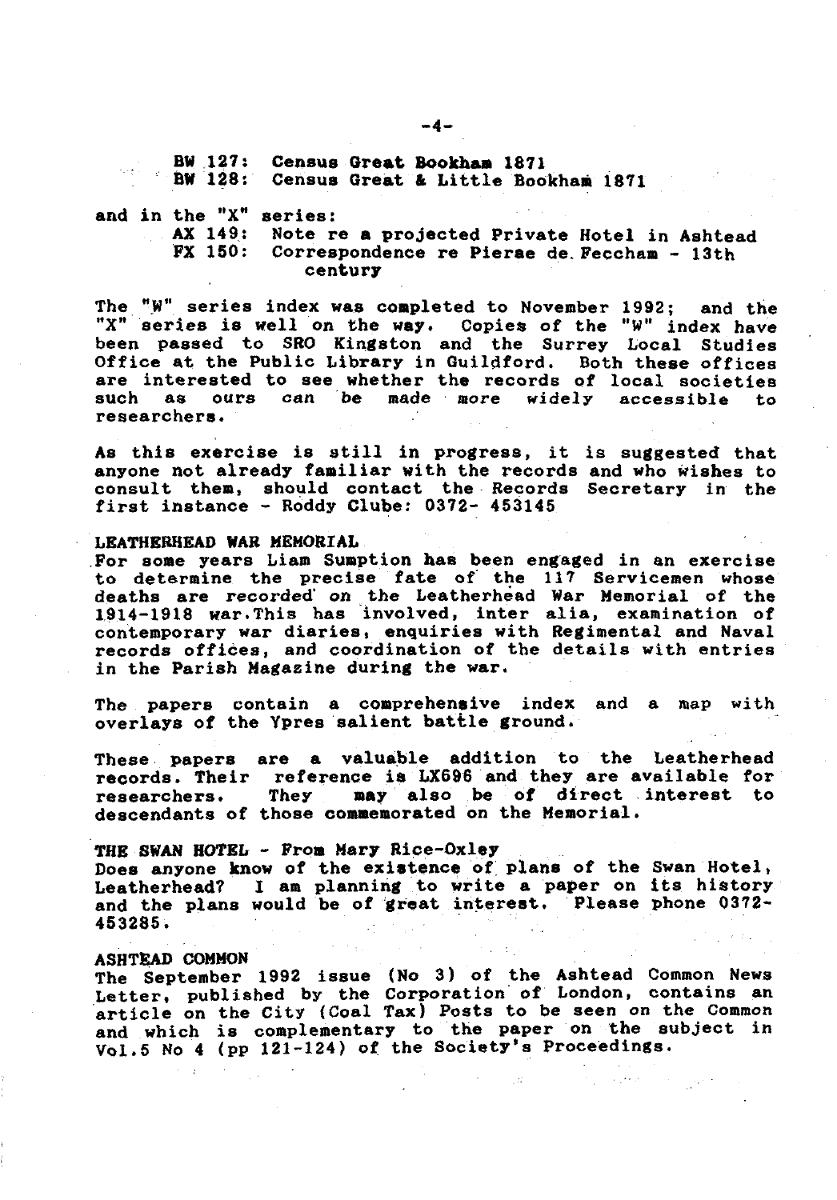**BW 127: Census Great Bookham 1871**
**BW 128: Census Great & Little Bookham 1871**

and in the "X" series:

AX 149: Note re a projected Private Hotel in Ashtead
FX 150: Correspondence re Pierse de Feccham - 13th century

The "W" series index was completed to November 1992; and the "X" series is well on the way. Copies of the "W" index have been passed to SRO Kingston and the Surrey Local Studies Office at the Public Library in Guildford. Both these offices are interested to see whether the records of local societies such as ours can be made more widely accessible to researchers.

As this exercise is still in progress, it is suggested that anyone not already familiar with the records and who wishes to consult them, should contact the Records Secretary in the first instance - Roddy Clube: 0372- 453145

**LEATHERHEAD WAR MEMORIAL**

For some years Liam Sumption has been engaged in an exercise to determine the precise fate of the 117 Servicemen whose deaths are recorded on the Leatherhead War Memorial of the 1914-1918 war. This has involved, inter alia, examination of contemporary war diaries, enquiries with Regimental and Naval records offices, and coordination of the details with entries in the Parish Magazine during the war.

The papers contain a comprehensive index and a map with overlays of the Ypres salient battle ground.

These papers are a valuable addition to the Leatherhead records. Their reference is LX696 and they are available for researchers. They may also be of direct interest to descendants of those commemorated on the Memorial.

**THE SWAN HOTEL - From Mary Rice-Oxley**

Does anyone know of the existence of plans of the Swan Hotel, Leatherhead? I am planning to write a paper on its history and the plans would be of great interest. Please phone 0372-453285.

**ASHTEAD COMMON**

The September 1992 issue (No 3) of the Ashtead Common News Letter, published by the Corporation of London, contains an article on the City (Coal Tax) Posts to be seen on the Common and which is complementary to the paper on the subject in Vol.5 No 4 (pp 121-124) of the Society's Proceedings.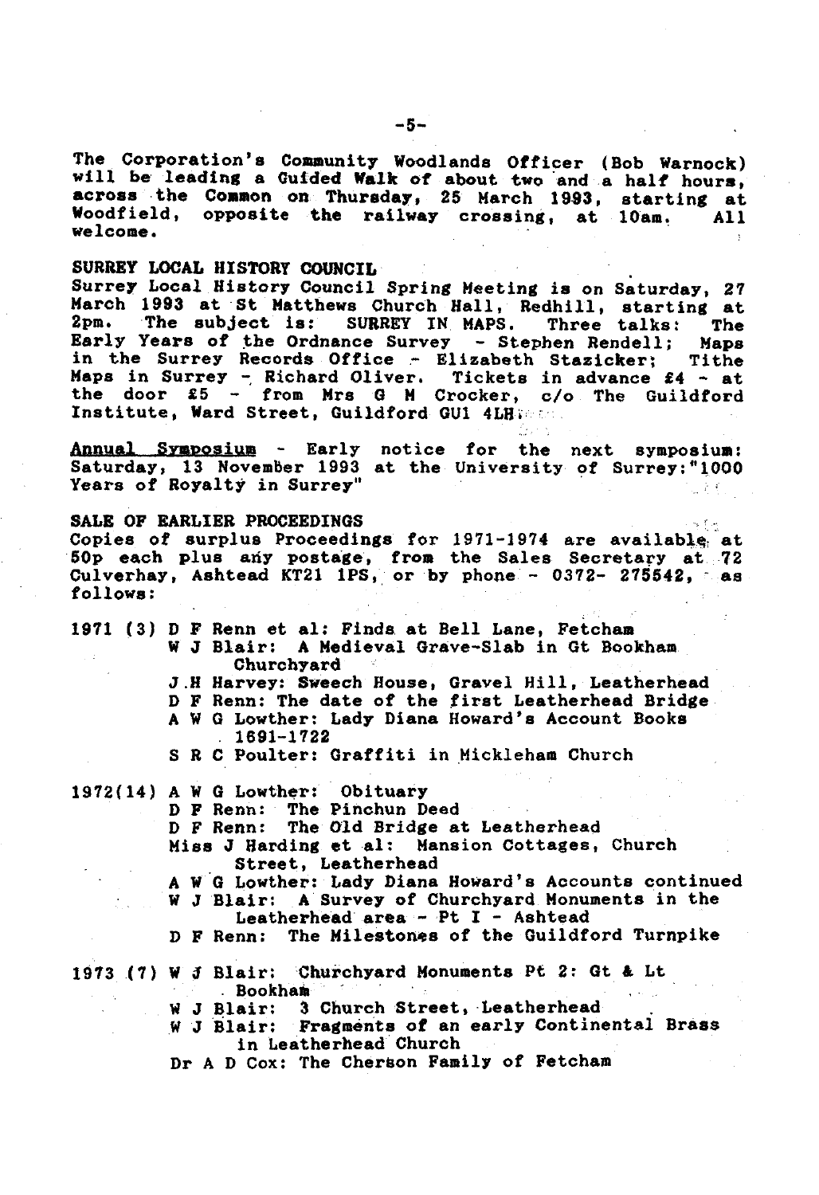The Corporation's Community Woodlands Officer (Bob Warnock) will be leading a Guided Walk of about two and a half hours, across the Common on Thursday, 25 March 1993, starting at Woodfield, opposite the railway crossing, at 10am. All welcome.

**SURREY LOCAL HISTORY COUNCIL**

Surrey Local History Council Spring Meeting is on Saturday, 27 March 1993 at St Matthews Church Hall, Redhill, starting at 2pm. The subject is: SURREY IN MAPS. Three talks: The Early Years of the Ordnance Survey - Stephen Rendell; Maps in the Surrey Records Office - Elizabeth Stazicker; Tithe Maps in Surrey - Richard Oliver. Tickets in advance £4 - at the door £5 - from Mrs G M Crocker, c/o The Guildford Institute, Ward Street, Guildford GU1 4LH.

Annual Symposium - Early notice for the next symposium: Saturday, 13 November 1993 at the University of Surrey: "1000 Years of Royalty in Surrey"

**SALE OF EARLIER PROCEEDINGS**

Copies of surplus Proceedings for 1971-1974 are available at 50p each plus any postage, from the Sales Secretary at 72 Culverhay, Ashtead KT21 1PS, or by phone - 0372- 275542, as follows:

1971 (3)
- D F Renn et al: Finds at Bell Lane, Fetcham
- W J Blair: A Medieval Grave-Slab in Gt Bookham Churchyard
- J H Harvey: Sweech House, Gravel Hill, Leatherhead
- D F Renn: The date of the first Leatherhead Bridge
- A W G Lowther: Lady Diana Howard's Account Books 1691-1722
- S R C Poulter: Graffiti in Mickleham Church

1972(14)
- A W G Lowther: Obituary
- D F Renn: The Pinchun Deed
- D F Renn: The Old Bridge at Leatherhead
- Miss J Harding et al: Mansion Cottages, Church Street, Leatherhead
- A W G Lowther: Lady Diana Howard's Accounts continued
- W J Blair: A Survey of Churchyard Monuments in the Leatherhead area - Pt I - Ashtead
- D F Renn: The Milestones of the Guildford Turnpike

1973 (7)
- W J Blair: Churchyard Monuments Pt 2: Gt & Lt Bookham
- W J Blair: 3 Church Street, Leatherhead
- W J Blair: Fragments of an early Continental Brass in Leatherhead Church
- Dr A D Cox: The Cherson Family of Fetcham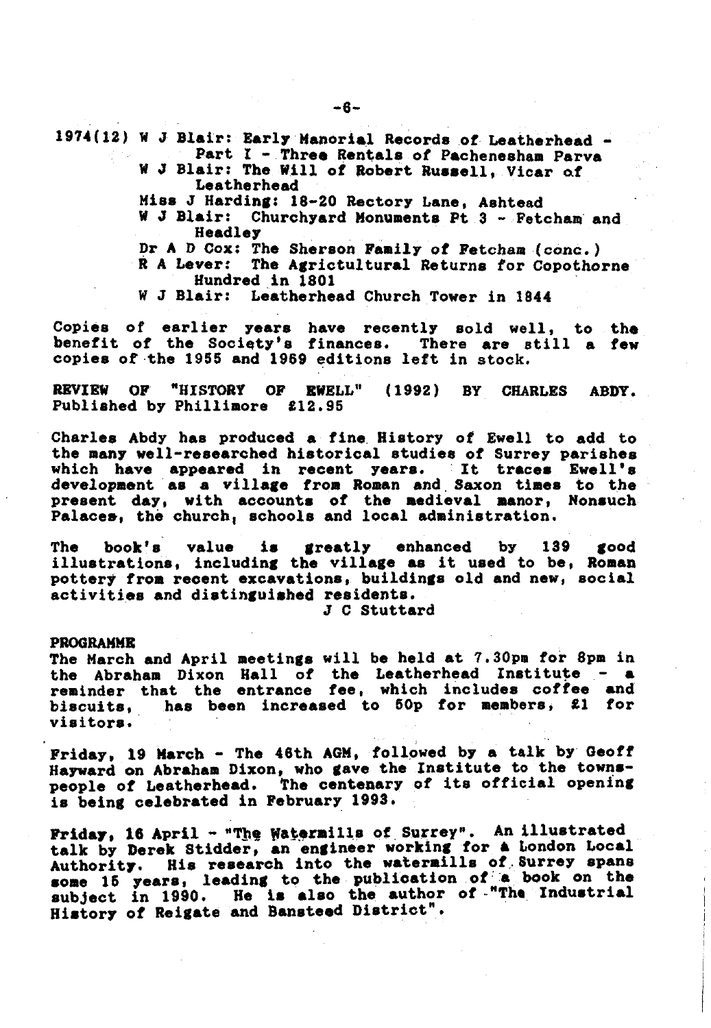1974(12) W J Blair: Early Manorial Records of Leatherhead - Part I - Three Rentals of Pachenesham Parva

W J Blair: The Will of Robert Russell, Vicar of Leatherhead

Miss J Harding: 18-20 Rectory Lane, Ashtead

W J Blair: Churchyard Monuments Pt 3 - Fetcham and Headley

Dr A D Cox: The Sherson Family of Fetcham (conc.)

R A Lever: The Agrictultural Returns for Copothorne Hundred in 1801

W J Blair: Leatherhead Church Tower in 1844

Copies of earlier years have recently sold well, to the benefit of the Society's finances. There are still a few copies of the 1955 and 1969 editions left in stock.

**REVIEW OF "HISTORY OF EWELL" (1992) BY CHARLES ABDY. Published by Phillimore £12.95**

Charles Abdy has produced a fine History of Ewell to add to the many well-researched historical studies of Surrey parishes which have appeared in recent years. It traces Ewell's development as a village from Roman and Saxon times to the present day, with accounts of the medieval manor, Nonsuch Palaces, the church, schools and local administration.

The book's value is greatly enhanced by 139 good illustrations, including the village as it used to be, Roman pottery from recent excavations, buildings old and new, social activities and distinguished residents.

J C Stuttard

**PROGRAMME**

The March and April meetings will be held at 7.30pm for 8pm in the Abraham Dixon Hall of the Leatherhead Institute - a reminder that the entrance fee, which includes coffee and biscuits, has been increased to 50p for members, £1 for visitors.

Friday, 19 March - The 46th AGM, followed by a talk by Geoff Hayward on Abraham Dixon, who gave the Institute to the townspeople of Leatherhead. The centenary of its official opening is being celebrated in February 1993.

Friday, 16 April - "The Watermills of Surrey". An illustrated talk by Derek Stidder, an engineer working for a London Local Authority. His research into the watermills of Surrey spans some 15 years, leading to the publication of a book on the subject in 1990. He is also the author of "The Industrial History of Reigate and Banstead District".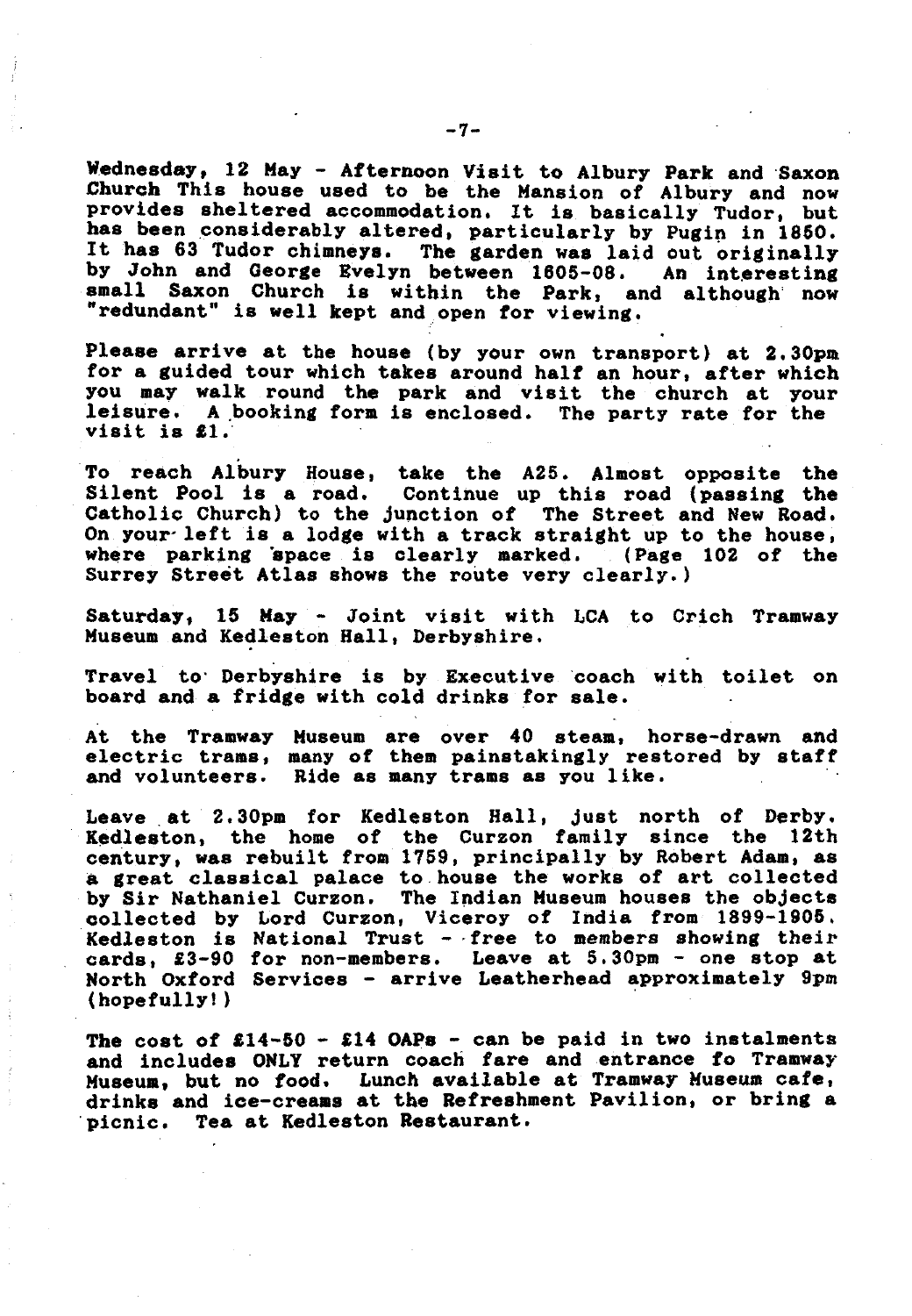**Wednesday, 12 May - Afternoon Visit to Albury Park and Saxon Church** This house used to be the Mansion of Albury and now provides sheltered accommodation. It is basically Tudor, but has been considerably altered, particularly by Pugin in 1850. It has 63 Tudor chimneys. The garden was laid out originally by John and George Evelyn between 1605-08. An interesting small Saxon Church is within the Park, and although now "redundant" is well kept and open for viewing.

Please arrive at the house (by your own transport) at 2.30pm for a guided tour which takes around half an hour, after which you may walk round the park and visit the church at your leisure. A booking form is enclosed. The party rate for the visit is £1.

To reach Albury House, take the A25. Almost opposite the Silent Pool is a road. Continue up this road (passing the Catholic Church) to the junction of The Street and New Road. On your left is a lodge with a track straight up to the house, where parking space is clearly marked. (Page 102 of the Surrey Street Atlas shows the route very clearly.)

**Saturday, 15 May - Joint visit with LCA to Crich Tramway Museum and Kedleston Hall, Derbyshire.**

Travel to Derbyshire is by Executive coach with toilet on board and a fridge with cold drinks for sale.

At the Tramway Museum are over 40 steam, horse-drawn and electric trams, many of them painstakingly restored by staff and volunteers. Ride as many trams as you like.

Leave at 2.30pm for Kedleston Hall, just north of Derby. Kedleston, the home of the Curzon family since the 12th century, was rebuilt from 1759, principally by Robert Adam, as a great classical palace to house the works of art collected by Sir Nathaniel Curzon. The Indian Museum houses the objects collected by Lord Curzon, Viceroy of India from 1899-1905. Kedleston is National Trust - free to members showing their cards, £3-90 for non-members. Leave at 5.30pm - one stop at North Oxford Services - arrive Leatherhead approximately 9pm (hopefully!)

The cost of £14-50 - £14 OAPs - can be paid in two instalments and includes ONLY return coach fare and entrance fo Tramway Museum, but no food. Lunch available at Tramway Museum cafe, drinks and ice-creams at the Refreshment Pavilion, or bring a picnic. Tea at Kedleston Restaurant.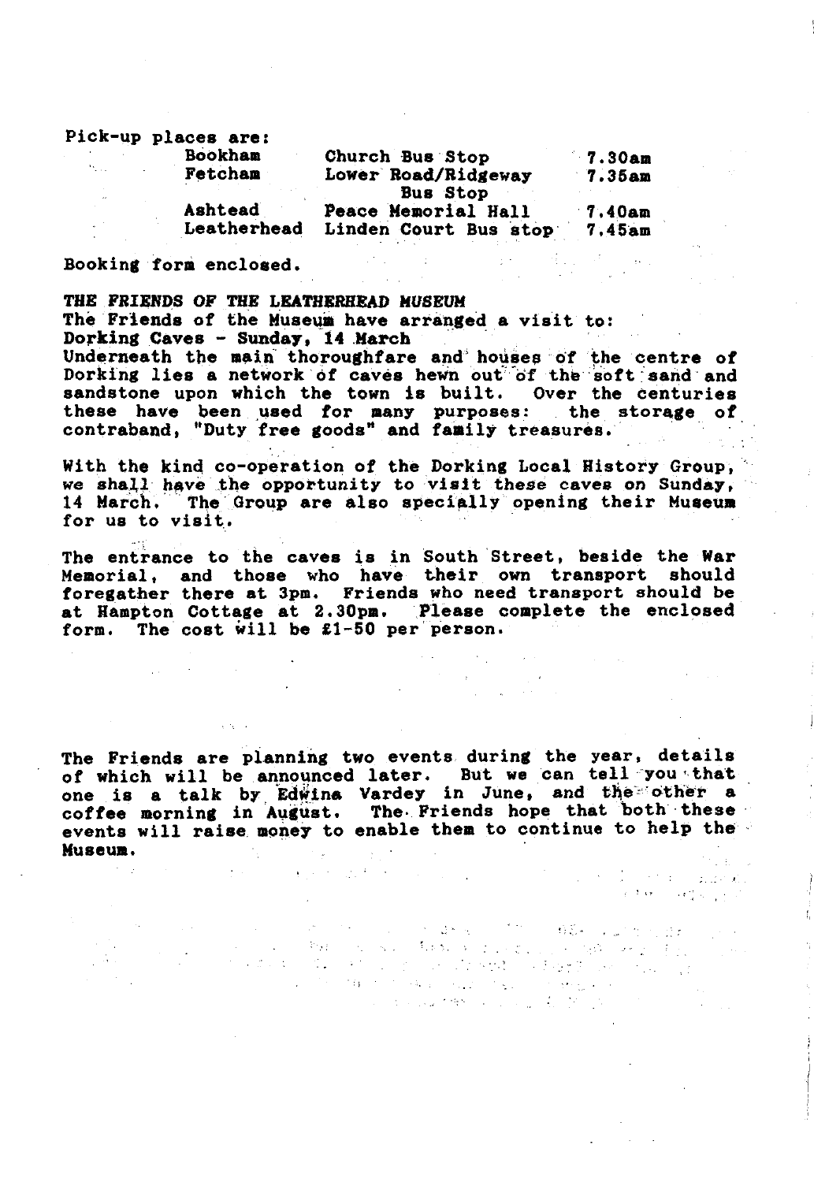Pick-up places are:

| | | |
|---|---|---|
| Bookham | Church Bus Stop | 7.30am |
| Fetcham | Lower Road/Ridgeway Bus Stop | 7.35am |
| Ashtead | Peace Memorial Hall | 7.40am |
| Leatherhead | Linden Court Bus stop | 7.45am |

Booking form enclosed.

***THE FRIENDS OF THE LEATHERHEAD MUSEUM***

The Friends of the Museum have arranged a visit to:

**Dorking Caves - Sunday, 14 March**

Underneath the main thoroughfare and houses of the centre of Dorking lies a network of caves hewn out of the soft sand and sandstone upon which the town is built. Over the centuries these have been used for many purposes: the storage of contraband, "Duty free goods" and family treasures.

With the kind co-operation of the Dorking Local History Group, we shall have the opportunity to visit these caves on Sunday, 14 March. The Group are also specially opening their Museum for us to visit.

The entrance to the caves is in South Street, beside the War Memorial, and those who have their own transport should foregather there at 3pm. Friends who need transport should be at Hampton Cottage at 2.30pm. Please complete the enclosed form. The cost will be £1-50 per person.

The Friends are planning two events during the year, details of which will be announced later. But we can tell you that one is a talk by Edwina Vardey in June, and the other a coffee morning in August. The Friends hope that both these events will raise money to enable them to continue to help the Museum.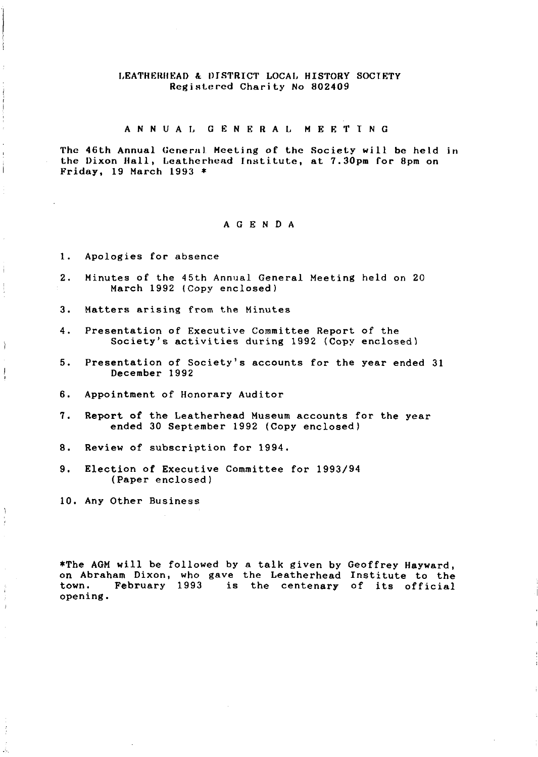LEATHERHEAD & DISTRICT LOCAL HISTORY SOCIETY
Registered Charity No 802409

## ANNUAL GENERAL MEETING

The 46th Annual General Meeting of the Society will be held in the Dixon Hall, Leatherhead Institute, at 7.30pm for 8pm on Friday, 19 March 1993 *

## AGENDA

1. Apologies for absence
2. Minutes of the 45th Annual General Meeting held on 20 March 1992 (Copy enclosed)
3. Matters arising from the Minutes
4. Presentation of Executive Committee Report of the Society's activities during 1992 (Copy enclosed)
5. Presentation of Society's accounts for the year ended 31 December 1992
6. Appointment of Honorary Auditor
7. Report of the Leatherhead Museum accounts for the year ended 30 September 1992 (Copy enclosed)
8. Review of subscription for 1994.
9. Election of Executive Committee for 1993/94 (Paper enclosed)
10. Any Other Business

*The AGM will be followed by a talk given by Geoffrey Hayward, on Abraham Dixon, who gave the Leatherhead Institute to the town. February 1993 is the centenary of its official opening.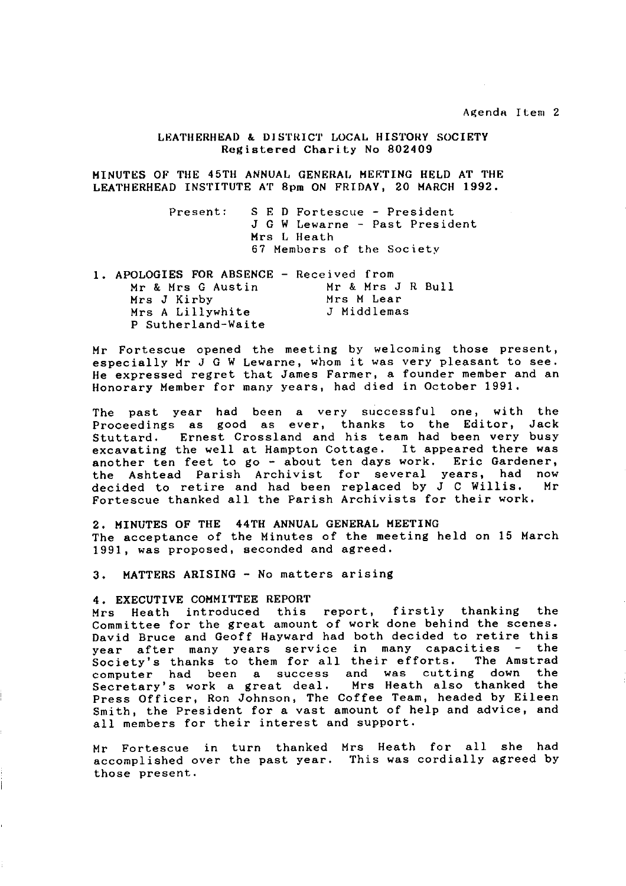Agenda Item 2

LEATHERHEAD & DISTRICT LOCAL HISTORY SOCIETY
Registered Charity No 802409

MINUTES OF THE 45TH ANNUAL GENERAL MEETING HELD AT THE LEATHERHEAD INSTITUTE AT 8pm ON FRIDAY, 20 MARCH 1992.

Present: S E D Fortescue - President
J G W Lewarne - Past President
Mrs L Heath
67 Members of the Society

1. APOLOGIES FOR ABSENCE - Received from

| | |
|---|---|
| Mr & Mrs G Austin | Mr & Mrs J R Bull |
| Mrs J Kirby | Mrs M Lear |
| Mrs A Lillywhite | J Middlemas |
| P Sutherland-Waite | |

Mr Fortescue opened the meeting by welcoming those present, especially Mr J G W Lewarne, whom it was very pleasant to see. He expressed regret that James Farmer, a founder member and an Honorary Member for many years, had died in October 1991.

The past year had been a very successful one, with the Proceedings as good as ever, thanks to the Editor, Jack Stuttard. Ernest Crossland and his team had been very busy excavating the well at Hampton Cottage. It appeared there was another ten feet to go - about ten days work. Eric Gardener, the Ashtead Parish Archivist for several years, had now decided to retire and had been replaced by J C Willis. Mr Fortescue thanked all the Parish Archivists for their work.

2. MINUTES OF THE 44TH ANNUAL GENERAL MEETING
The acceptance of the Minutes of the meeting held on 15 March 1991, was proposed, seconded and agreed.

3. MATTERS ARISING - No matters arising

4. EXECUTIVE COMMITTEE REPORT
Mrs Heath introduced this report, firstly thanking the Committee for the great amount of work done behind the scenes. David Bruce and Geoff Hayward had both decided to retire this year after many years service in many capacities - the Society's thanks to them for all their efforts. The Amstrad computer had been a success and was cutting down the Secretary's work a great deal. Mrs Heath also thanked the Press Officer, Ron Johnson, The Coffee Team, headed by Eileen Smith, the President for a vast amount of help and advice, and all members for their interest and support.

Mr Fortescue in turn thanked Mrs Heath for all she had accomplished over the past year. This was cordially agreed by those present.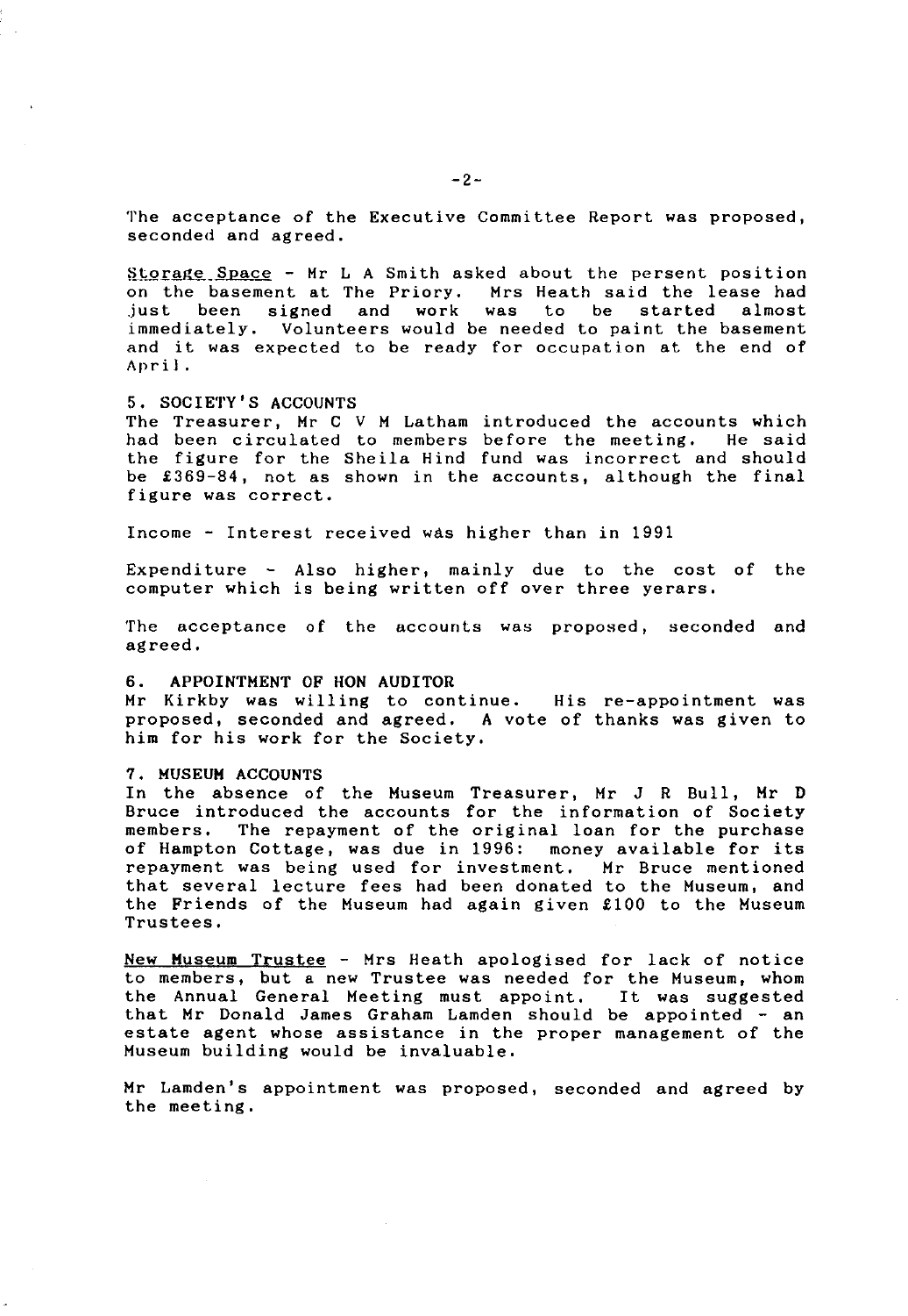The acceptance of the Executive Committee Report was proposed, seconded and agreed.

Storage Space - Mr L A Smith asked about the persent position on the basement at The Priory. Mrs Heath said the lease had just been signed and work was to be started almost immediately. Volunteers would be needed to paint the basement and it was expected to be ready for occupation at the end of April.

5. SOCIETY'S ACCOUNTS

The Treasurer, Mr C V M Latham introduced the accounts which had been circulated to members before the meeting. He said the figure for the Sheila Hind fund was incorrect and should be £369-84, not as shown in the accounts, although the final figure was correct.

Income - Interest received wàs higher than in 1991

Expenditure - Also higher, mainly due to the cost of the computer which is being written off over three yerars.

The acceptance of the accounts was proposed, seconded and agreed.

6. APPOINTMENT OF HON AUDITOR

Mr Kirkby was willing to continue. His re-appointment was proposed, seconded and agreed. A vote of thanks was given to him for his work for the Society.

7. MUSEUM ACCOUNTS

In the absence of the Museum Treasurer, Mr J R Bull, Mr D Bruce introduced the accounts for the information of Society members. The repayment of the original loan for the purchase of Hampton Cottage, was due in 1996: money available for its repayment was being used for investment. Mr Bruce mentioned that several lecture fees had been donated to the Museum, and the Friends of the Museum had again given £100 to the Museum Trustees.

New Museum Trustee - Mrs Heath apologised for lack of notice to members, but a new Trustee was needed for the Museum, whom the Annual General Meeting must appoint. It was suggested that Mr Donald James Graham Lamden should be appointed - an estate agent whose assistance in the proper management of the Museum building would be invaluable.

Mr Lamden's appointment was proposed, seconded and agreed by the meeting.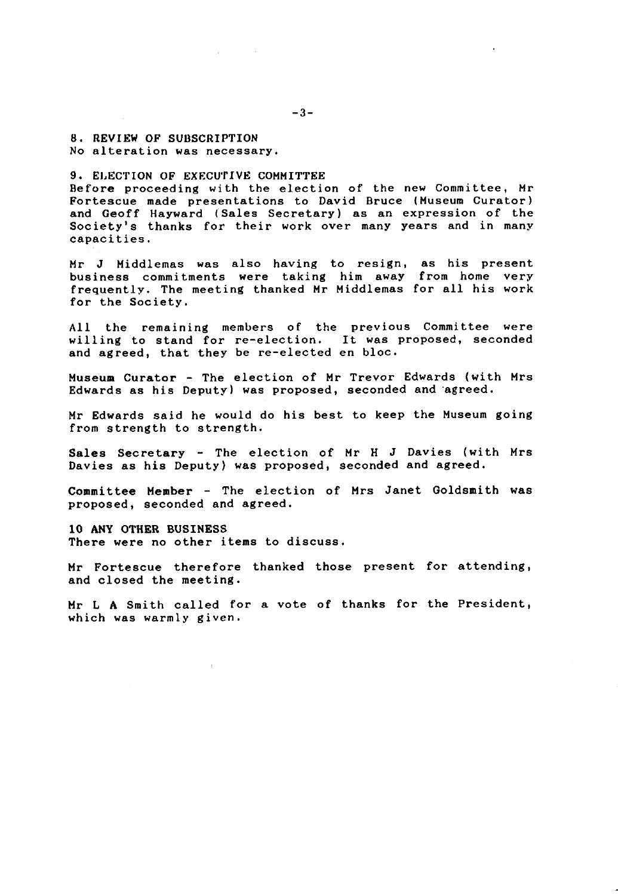**8. REVIEW OF SUBSCRIPTION**
No alteration was necessary.

**9. ELECTION OF EXECUTIVE COMMITTEE**
Before proceeding with the election of the new Committee, Mr Fortescue made presentations to David Bruce (Museum Curator) and Geoff Hayward (Sales Secretary) as an expression of the Society's thanks for their work over many years and in many capacities.

Mr J Middlemas was also having to resign, as his present business commitments were taking him away from home very frequently. The meeting thanked Mr Middlemas for all his work for the Society.

All the remaining members of the previous Committee were willing to stand for re-election. It was proposed, seconded and agreed, that they be re-elected en bloc.

**Museum Curator** - The election of Mr Trevor Edwards (with Mrs Edwards as his Deputy) was proposed, seconded and agreed.

Mr Edwards said he would do his best to keep the Museum going from strength to strength.

**Sales Secretary** - The election of Mr H J Davies (with Mrs Davies as his Deputy) was proposed, seconded and agreed.

**Committee Member** - The election of Mrs Janet Goldsmith was proposed, seconded and agreed.

**10 ANY OTHER BUSINESS**
There were no other items to discuss.

Mr Fortescue therefore thanked those present for attending, and closed the meeting.

Mr L A Smith called for a vote of thanks for the President, which was warmly given.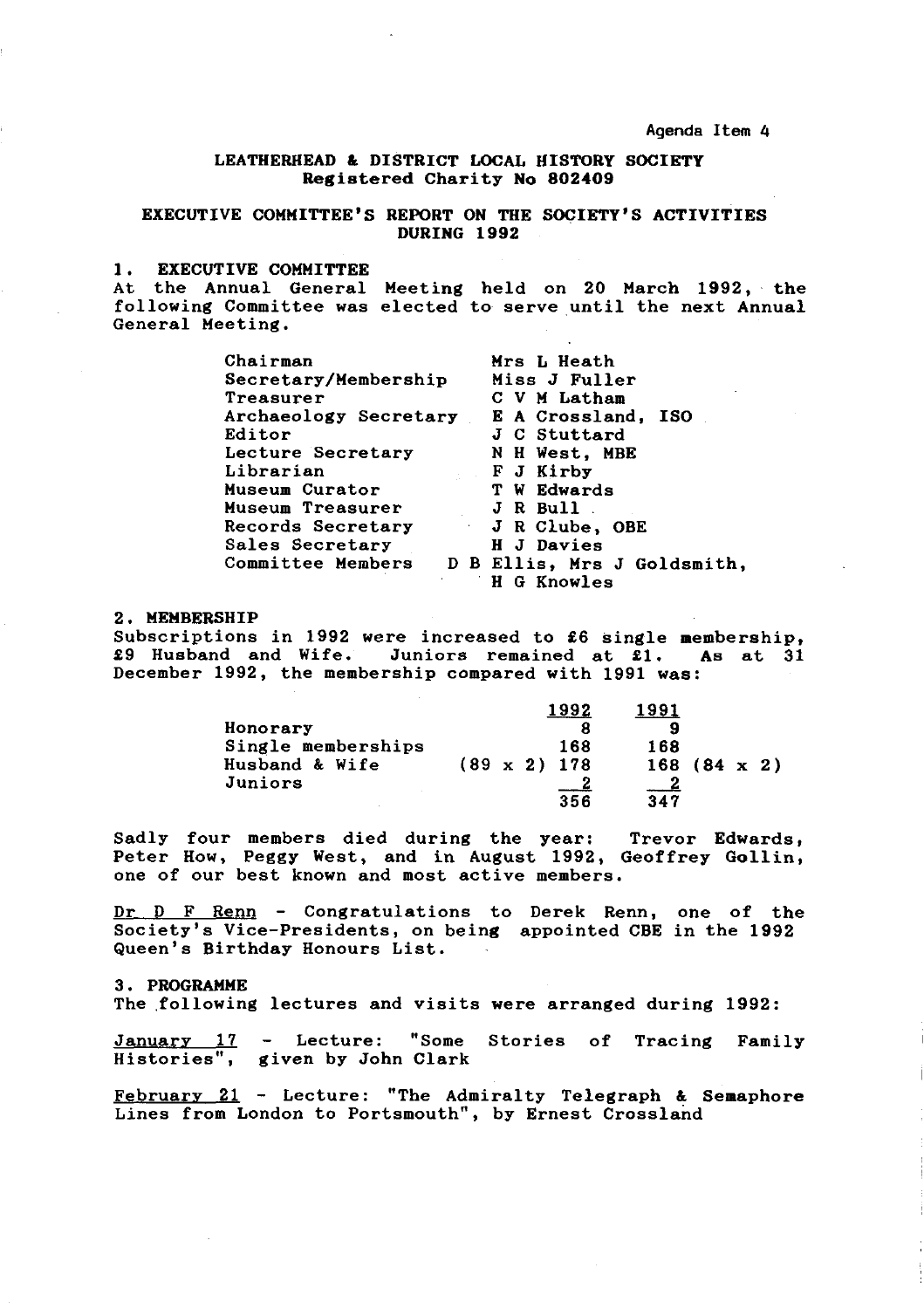Agenda Item 4

**LEATHERHEAD & DISTRICT LOCAL HISTORY SOCIETY**
**Registered Charity No 802409**

**EXECUTIVE COMMITTEE'S REPORT ON THE SOCIETY'S ACTIVITIES DURING 1992**

## 1. EXECUTIVE COMMITTEE

At the Annual General Meeting held on 20 March 1992, the following Committee was elected to serve until the next Annual General Meeting.

| | |
|---|---|
| Chairman | Mrs L Heath |
| Secretary/Membership | Miss J Fuller |
| Treasurer | C V M Latham |
| Archaeology Secretary | E A Crossland, ISO |
| Editor | J C Stuttard |
| Lecture Secretary | N H West, MBE |
| Librarian | F J Kirby |
| Museum Curator | T W Edwards |
| Museum Treasurer | J R Bull |
| Records Secretary | J R Clube, OBE |
| Sales Secretary | H J Davies |
| Committee Members | D B Ellis, Mrs J Goldsmith, H G Knowles |

## 2. MEMBERSHIP

Subscriptions in 1992 were increased to £6 single membership, £9 Husband and Wife. Juniors remained at £1. As at 31 December 1992, the membership compared with 1991 was:

| | 1992 | 1991 |
|---|---|---|
| Honorary | 8 | 9 |
| Single memberships | 168 | 168 |
| Husband & Wife | (89 x 2) 178 | 168 (84 x 2) |
| Juniors | 2 | 2 |
| | 356 | 347 |

Sadly four members died during the year: Trevor Edwards, Peter How, Peggy West, and in August 1992, Geoffrey Gollin, one of our best known and most active members.

Dr D F Renn - Congratulations to Derek Renn, one of the Society's Vice-Presidents, on being appointed CBE in the 1992 Queen's Birthday Honours List.

## 3. PROGRAMME

The following lectures and visits were arranged during 1992:

January 17 - Lecture: "Some Stories of Tracing Family Histories", given by John Clark

February 21 - Lecture: "The Admiralty Telegraph & Semaphore Lines from London to Portsmouth", by Ernest Crossland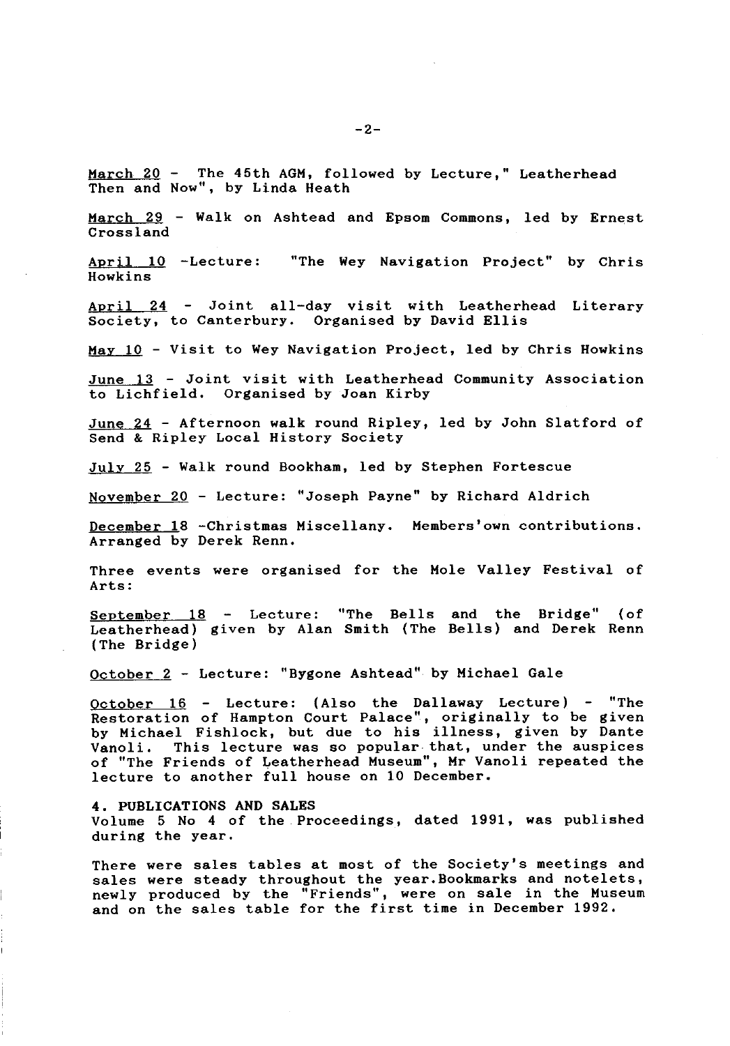March 20 - The 45th AGM, followed by Lecture," Leatherhead Then and Now", by Linda Heath

March 29 - Walk on Ashtead and Epsom Commons, led by Ernest Crossland

April 10 -Lecture: "The Wey Navigation Project" by Chris Howkins

April 24 - Joint all-day visit with Leatherhead Literary Society, to Canterbury. Organised by David Ellis

May 10 - Visit to Wey Navigation Project, led by Chris Howkins

June 13 - Joint visit with Leatherhead Community Association to Lichfield. Organised by Joan Kirby

June 24 - Afternoon walk round Ripley, led by John Slatford of Send & Ripley Local History Society

July 25 - Walk round Bookham, led by Stephen Fortescue

November 20 - Lecture: "Joseph Payne" by Richard Aldrich

December 18 -Christmas Miscellany. Members'own contributions. Arranged by Derek Renn.

Three events were organised for the Mole Valley Festival of Arts:

September 18 - Lecture: "The Bells and the Bridge" (of Leatherhead) given by Alan Smith (The Bells) and Derek Renn (The Bridge)

October 2 - Lecture: "Bygone Ashtead" by Michael Gale

October 16 - Lecture: (Also the Dallaway Lecture) - "The Restoration of Hampton Court Palace", originally to be given by Michael Fishlock, but due to his illness, given by Dante Vanoli. This lecture was so popular that, under the auspices of "The Friends of Leatherhead Museum", Mr Vanoli repeated the lecture to another full house on 10 December.

**4. PUBLICATIONS AND SALES**

Volume 5 No 4 of the Proceedings, dated 1991, was published during the year.

There were sales tables at most of the Society's meetings and sales were steady throughout the year.Bookmarks and notelets, newly produced by the "Friends", were on sale in the Museum and on the sales table for the first time in December 1992.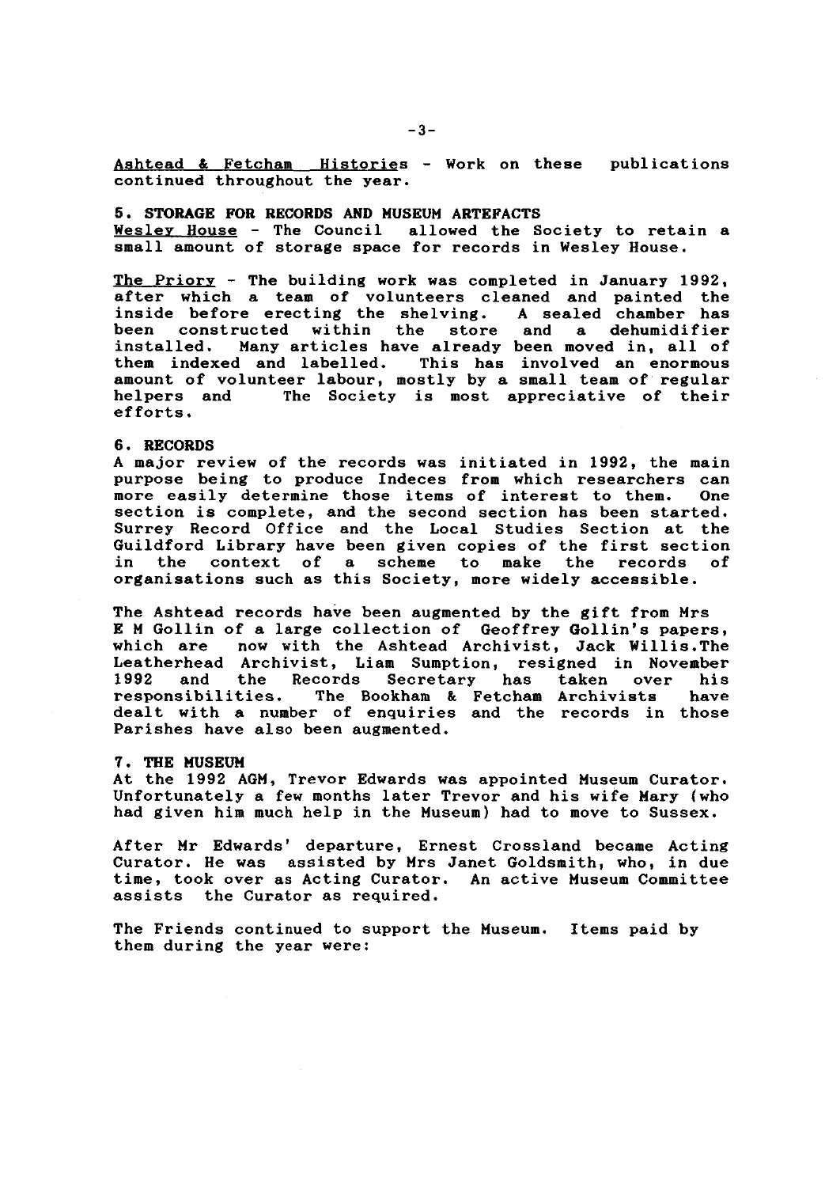Ashtead & Fetcham Histories - Work on these publications continued throughout the year.

**5. STORAGE FOR RECORDS AND MUSEUM ARTEFACTS**

Wesley House - The Council allowed the Society to retain a small amount of storage space for records in Wesley House.

The Priory - The building work was completed in January 1992, after which a team of volunteers cleaned and painted the inside before erecting the shelving. A sealed chamber has been constructed within the store and a dehumidifier installed. Many articles have already been moved in, all of them indexed and labelled. This has involved an enormous amount of volunteer labour, mostly by a small team of regular helpers and The Society is most appreciative of their efforts.

**6. RECORDS**

A major review of the records was initiated in 1992, the main purpose being to produce Indeces from which researchers can more easily determine those items of interest to them. One section is complete, and the second section has been started. Surrey Record Office and the Local Studies Section at the Guildford Library have been given copies of the first section in the context of a scheme to make the records of organisations such as this Society, more widely accessible.

The Ashtead records have been augmented by the gift from Mrs E M Gollin of a large collection of Geoffrey Gollin's papers, which are now with the Ashtead Archivist, Jack Willis.The Leatherhead Archivist, Liam Sumption, resigned in November 1992 and the Records Secretary has taken over his responsibilities. The Bookham & Fetcham Archivists have dealt with a number of enquiries and the records in those Parishes have also been augmented.

**7. THE MUSEUM**

At the 1992 AGM, Trevor Edwards was appointed Museum Curator. Unfortunately a few months later Trevor and his wife Mary (who had given him much help in the Museum) had to move to Sussex.

After Mr Edwards' departure, Ernest Crossland became Acting Curator. He was assisted by Mrs Janet Goldsmith, who, in due time, took over as Acting Curator. An active Museum Committee assists the Curator as required.

The Friends continued to support the Museum. Items paid by them during the year were: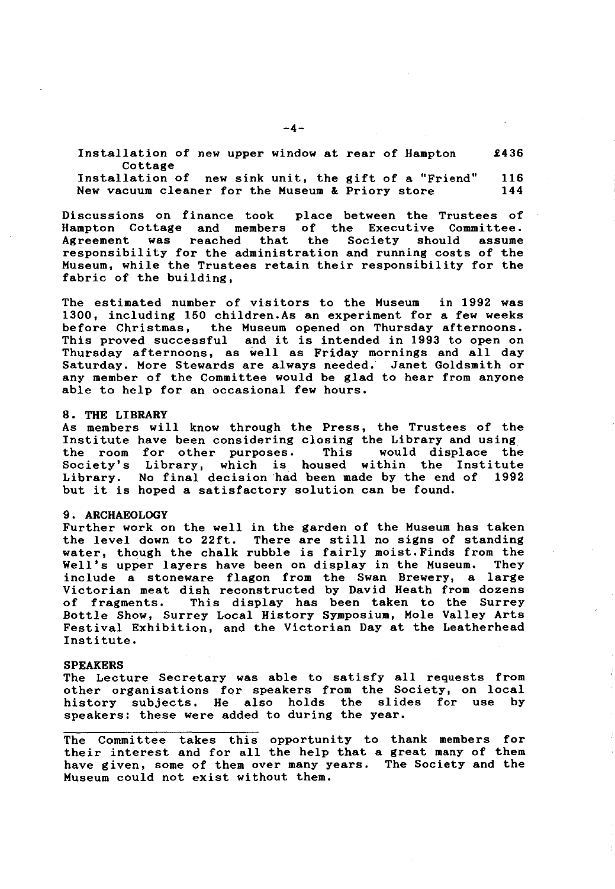| | |
|---|---|
| Installation of new upper window at rear of Hampton Cottage | £436 |
| Installation of new sink unit, the gift of a "Friend" | 116 |
| New vacuum cleaner for the Museum & Priory store | 144 |

Discussions on finance took place between the Trustees of Hampton Cottage and members of the Executive Committee. Agreement was reached that the Society should assume responsibility for the administration and running costs of the Museum, while the Trustees retain their responsibility for the fabric of the building,

The estimated number of visitors to the Museum in 1992 was 1300, including 150 children.As an experiment for a few weeks before Christmas, the Museum opened on Thursday afternoons. This proved successful and it is intended in 1993 to open on Thursday afternoons, as well as Friday mornings and all day Saturday. More Stewards are always needed. Janet Goldsmith or any member of the Committee would be glad to hear from anyone able to help for an occasional few hours.

**8. THE LIBRARY**

As members will know through the Press, the Trustees of the Institute have been considering closing the Library and using the room for other purposes. This would displace the Society's Library, which is housed within the Institute Library. No final decision had been made by the end of 1992 but it is hoped a satisfactory solution can be found.

**9. ARCHAEOLOGY**

Further work on the well in the garden of the Museum has taken the level down to 22ft. There are still no signs of standing water, though the chalk rubble is fairly moist.Finds from the Well's upper layers have been on display in the Museum. They include a stoneware flagon from the Swan Brewery, a large Victorian meat dish reconstructed by David Heath from dozens of fragments. This display has been taken to the Surrey Bottle Show, Surrey Local History Symposium, Mole Valley Arts Festival Exhibition, and the Victorian Day at the Leatherhead Institute.

**SPEAKERS**

The Lecture Secretary was able to satisfy all requests from other organisations for speakers from the Society, on local history subjects. He also holds the slides for use by speakers: these were added to during the year.

---

The Committee takes this opportunity to thank members for their interest and for all the help that a great many of them have given, some of them over many years. The Society and the Museum could not exist without them.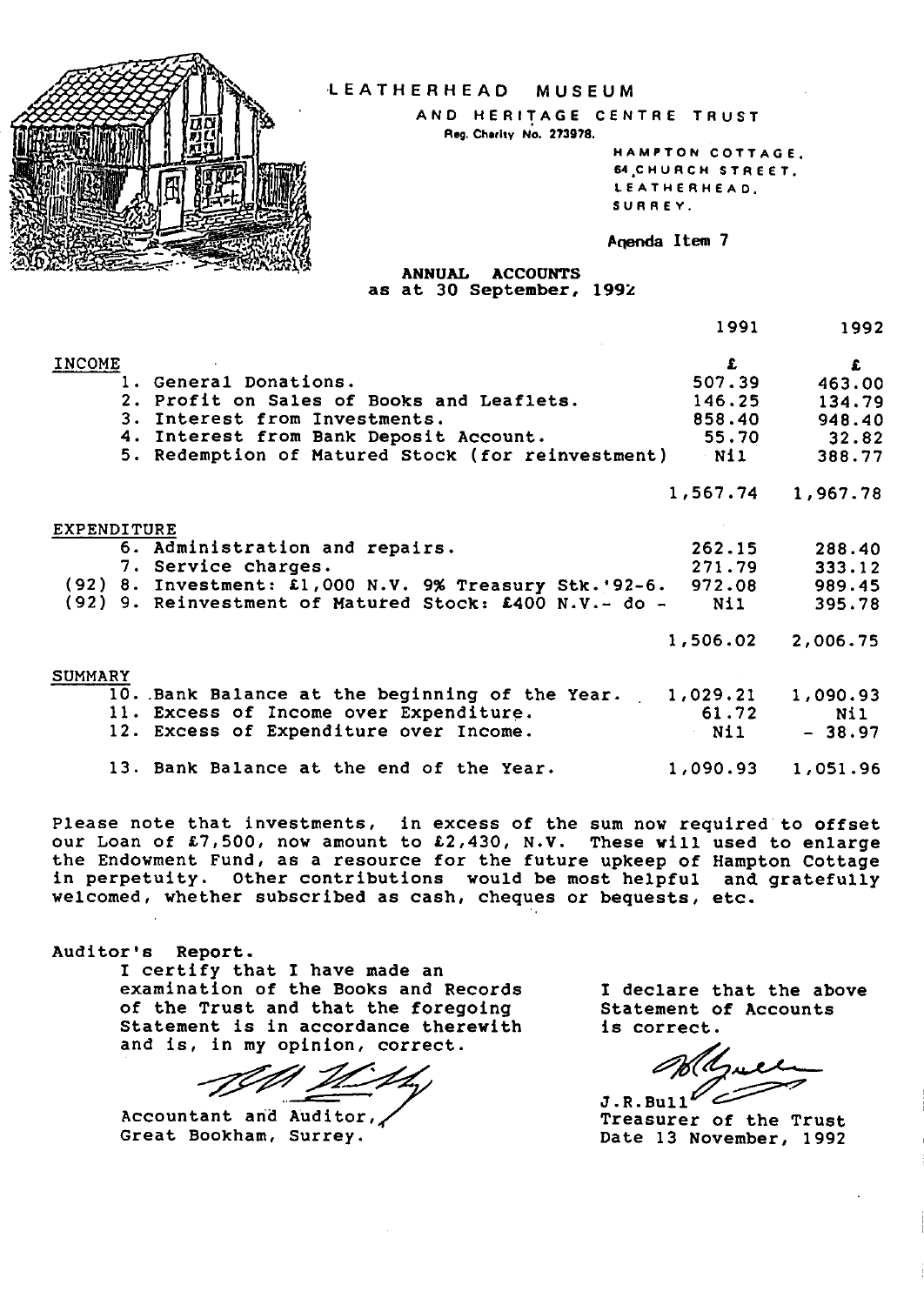LEATHERHEAD MUSEUM

AND HERITAGE CENTRE TRUST

Reg. Charity No. 273978.

HAMPTON COTTAGE,
64 CHURCH STREET,
LEATHERHEAD,
SURREY.

Agenda Item 7

## ANNUAL ACCOUNTS
as at 30 September, 1992

| | 1991 | 1992 |
|---|---|---|
| **INCOME** | £ | £ |
| 1. General Donations. | 507.39 | 463.00 |
| 2. Profit on Sales of Books and Leaflets. | 146.25 | 134.79 |
| 3. Interest from Investments. | 858.40 | 948.40 |
| 4. Interest from Bank Deposit Account. | 55.70 | 32.82 |
| 5. Redemption of Matured Stock (for reinvestment) | Nil | 388.77 |
| | 1,567.74 | 1,967.78 |
| **EXPENDITURE** | | |
| 6. Administration and repairs. | 262.15 | 288.40 |
| 7. Service charges. | 271.79 | 333.12 |
| (92) 8. Investment: £1,000 N.V. 9% Treasury Stk.'92-6. | 972.08 | 989.45 |
| (92) 9. Reinvestment of Matured Stock: £400 N.V.- do - | Nil | 395.78 |
| | 1,506.02 | 2,006.75 |
| **SUMMARY** | | |
| 10. Bank Balance at the beginning of the Year. | 1,029.21 | 1,090.93 |
| 11. Excess of Income over Expenditure. | 61.72 | Nil |
| 12. Excess of Expenditure over Income. | Nil | - 38.97 |
| 13. Bank Balance at the end of the Year. | 1,090.93 | 1,051.96 |

Please note that investments, in excess of the sum now required to offset our Loan of £7,500, now amount to £2,430, N.V. These will used to enlarge the Endowment Fund, as a resource for the future upkeep of Hampton Cottage in perpetuity. Other contributions would be most helpful and gratefully welcomed, whether subscribed as cash, cheques or bequests, etc.

Auditor's Report.

I certify that I have made an examination of the Books and Records of the Trust and that the foregoing Statement is in accordance therewith and is, in my opinion, correct.

Accountant and Auditor,
Great Bookham, Surrey.

I declare that the above Statement of Accounts is correct.

J.R.Bull
Treasurer of the Trust
Date 13 November, 1992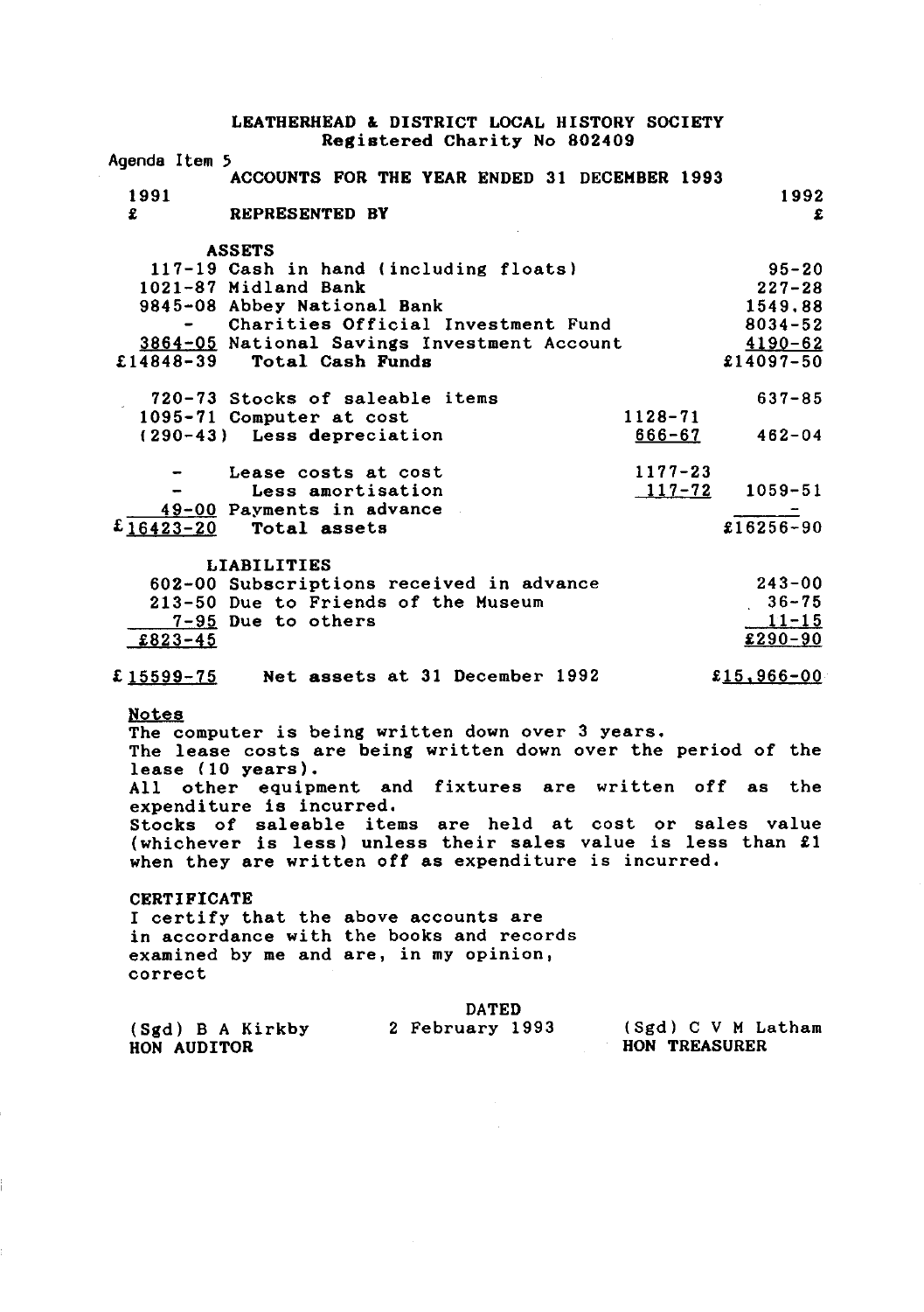# LEATHERHEAD & DISTRICT LOCAL HISTORY SOCIETY
## Registered Charity No 802409

Agenda Item 5

## ACCOUNTS FOR THE YEAR ENDED 31 DECEMBER 1993

| 1991 £ | REPRESENTED BY | | 1992 £ |
|---|---|---|---|
| | **ASSETS** | | |
| 117-19 | Cash in hand (including floats) | | 95-20 |
| 1021-87 | Midland Bank | | 227-28 |
| 9845-08 | Abbey National Bank | | 1549.88 |
| - | Charities Official Investment Fund | | 8034-52 |
| 3864-05 | National Savings Investment Account | | 4190-62 |
| £14848-39 | Total Cash Funds | | £14097-50 |
| 720-73 | Stocks of saleable items | | 637-85 |
| 1095-71 | Computer at cost | 1128-71 | |
| (290-43) | Less depreciation | 666-67 | 462-04 |
| - | Lease costs at cost | 1177-23 | |
| - | Less amortisation | 117-72 | 1059-51 |
| 49-00 | Payments in advance | | - |
| £16423-20 | Total assets | | £16256-90 |
| | **LIABILITIES** | | |
| 602-00 | Subscriptions received in advance | | 243-00 |
| 213-50 | Due to Friends of the Museum | | 36-75 |
| 7-95 | Due to others | | 11-15 |
| £823-45 | | | £290-90 |
| £15599-75 | Net assets at 31 December 1992 | | £15,966-00 |

**Notes**

The computer is being written down over 3 years.
The lease costs are being written down over the period of the lease (10 years).
All other equipment and fixtures are written off as the expenditure is incurred.
Stocks of saleable items are held at cost or sales value (whichever is less) unless their sales value is less than £1 when they are written off as expenditure is incurred.

**CERTIFICATE**

I certify that the above accounts are in accordance with the books and records examined by me and are, in my opinion, correct

DATED 2 February 1993

(Sgd) B A Kirkby
HON AUDITOR

(Sgd) C V M Latham
HON TREASURER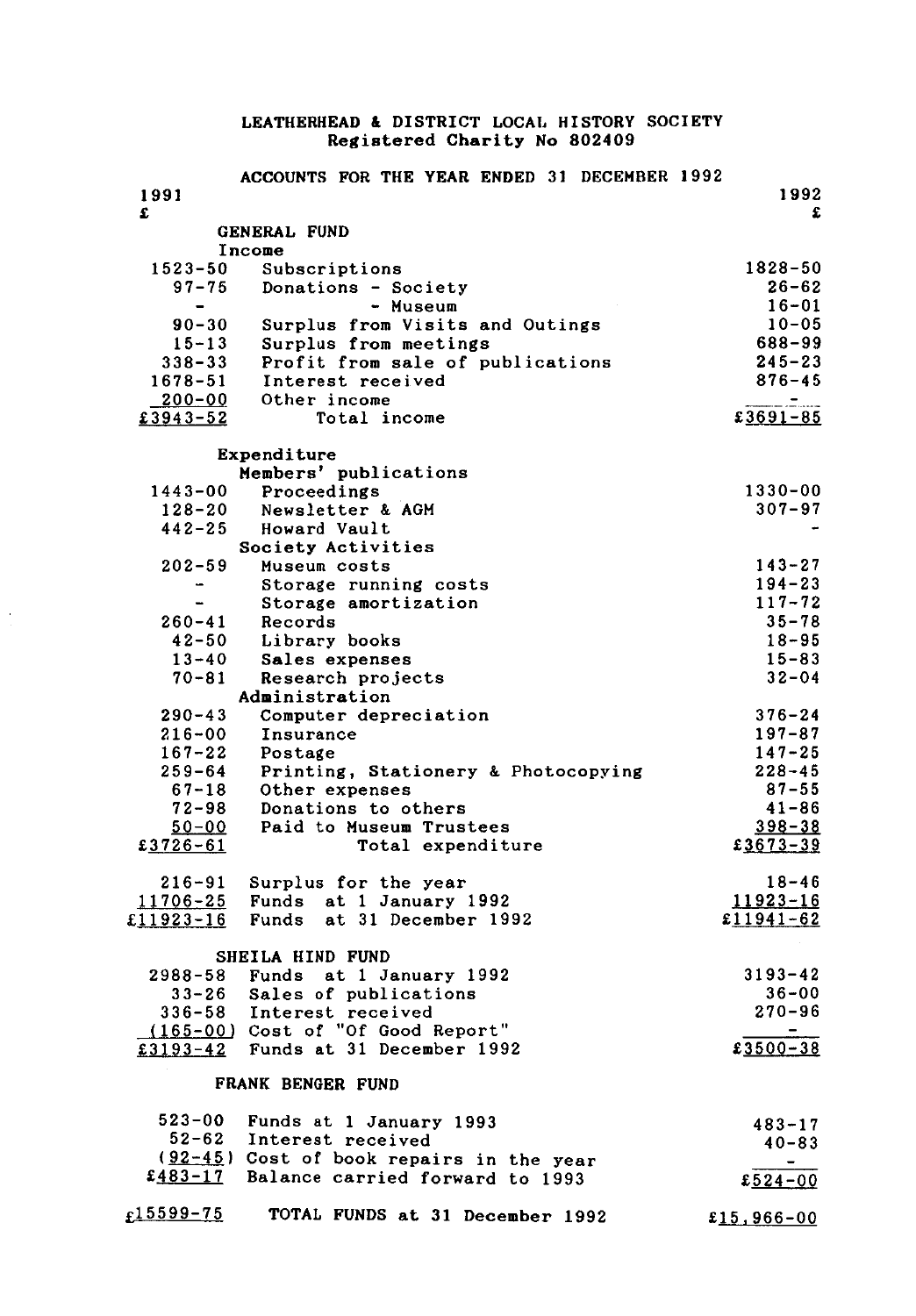# LEATHERHEAD & DISTRICT LOCAL HISTORY SOCIETY
## Registered Charity No 802409

### ACCOUNTS FOR THE YEAR ENDED 31 DECEMBER 1992

| 1991 £ | | 1992 £ |
|---|---|---|
| | **GENERAL FUND** | |
| | **Income** | |
| 1523-50 | Subscriptions | 1828-50 |
| 97-75 | Donations - Society | 26-62 |
| - | - Museum | 16-01 |
| 90-30 | Surplus from Visits and Outings | 10-05 |
| 15-13 | Surplus from meetings | 688-99 |
| 338-33 | Profit from sale of publications | 245-23 |
| 1678-51 | Interest received | 876-45 |
| 200-00 | Other income | - |
| £3943-52 | Total income | £3691-85 |
| | **Expenditure** | |
| | Members' publications | |
| 1443-00 | Proceedings | 1330-00 |
| 128-20 | Newsletter & AGM | 307-97 |
| 442-25 | Howard Vault | - |
| | Society Activities | |
| 202-59 | Museum costs | 143-27 |
| - | Storage running costs | 194-23 |
| - | Storage amortization | 117-72 |
| 260-41 | Records | 35-78 |
| 42-50 | Library books | 18-95 |
| 13-40 | Sales expenses | 15-83 |
| 70-81 | Research projects | 32-04 |
| | Administration | |
| 290-43 | Computer depreciation | 376-24 |
| 216-00 | Insurance | 197-87 |
| 167-22 | Postage | 147-25 |
| 259-64 | Printing, Stationery & Photocopying | 228-45 |
| 67-18 | Other expenses | 87-55 |
| 72-98 | Donations to others | 41-86 |
| 50-00 | Paid to Museum Trustees | 398-38 |
| £3726-61 | Total expenditure | £3673-39 |
| 216-91 | Surplus for the year | 18-46 |
| 11706-25 | Funds at 1 January 1992 | 11923-16 |
| £11923-16 | Funds at 31 December 1992 | £11941-62 |
| | **SHEILA HIND FUND** | |
| 2988-58 | Funds at 1 January 1992 | 3193-42 |
| 33-26 | Sales of publications | 36-00 |
| 336-58 | Interest received | 270-96 |
| (165-00) | Cost of "Of Good Report" | - |
| £3193-42 | Funds at 31 December 1992 | £3500-38 |
| | **FRANK BENGER FUND** | |
| 523-00 | Funds at 1 January 1993 | 483-17 |
| 52-62 | Interest received | 40-83 |
| (92-45) | Cost of book repairs in the year | - |
| £483-17 | Balance carried forward to 1993 | £524-00 |
| £15599-75 | **TOTAL FUNDS at 31 December 1992** | £15,966-00 |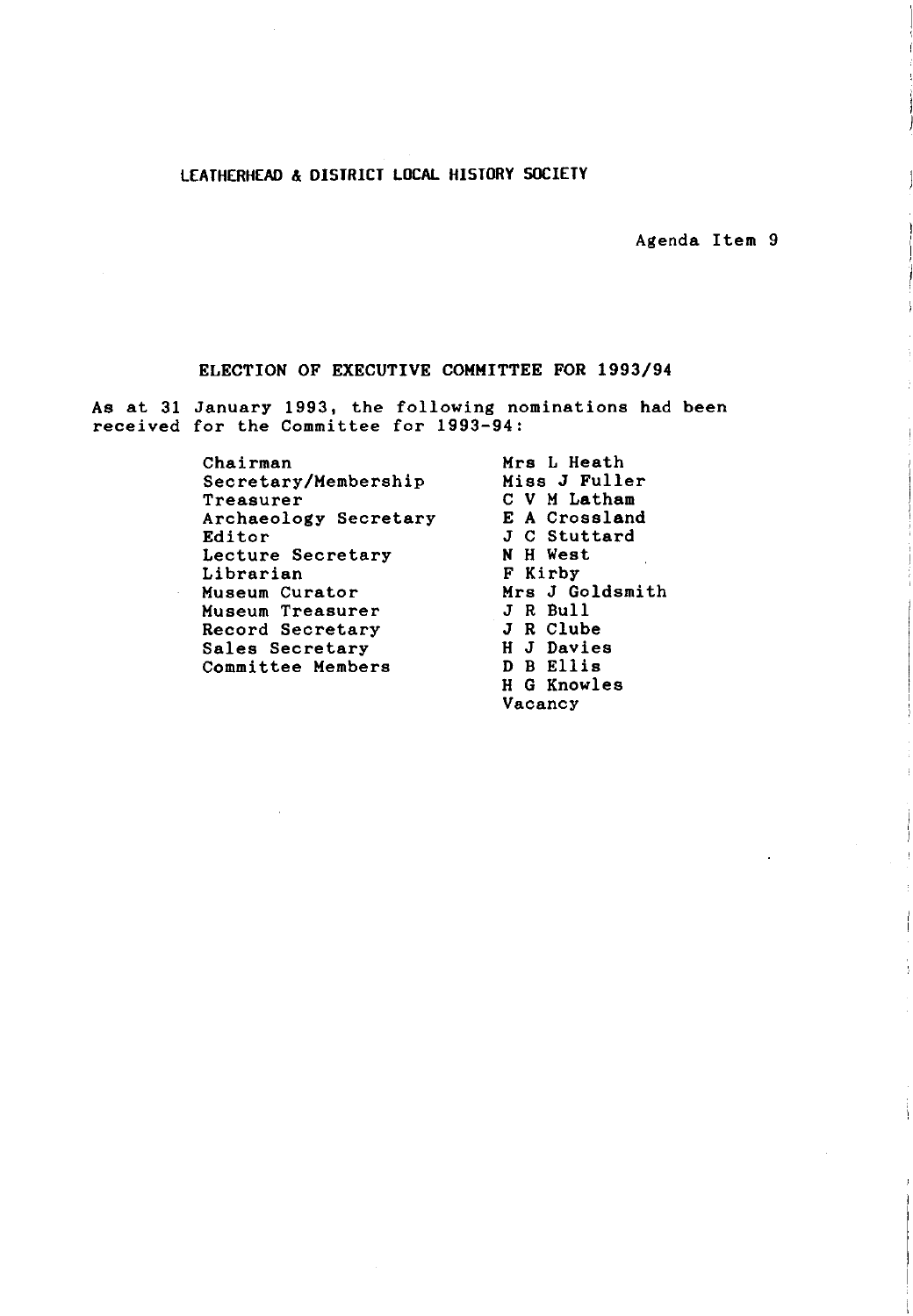LEATHERHEAD & DISTRICT LOCAL HISTORY SOCIETY

Agenda Item 9

## ELECTION OF EXECUTIVE COMMITTEE FOR 1993/94

As at 31 January 1993, the following nominations had been received for the Committee for 1993-94:

| | |
|---|---|
| Chairman | Mrs L Heath |
| Secretary/Membership | Miss J Fuller |
| Treasurer | C V M Latham |
| Archaeology Secretary | E A Crossland |
| Editor | J C Stuttard |
| Lecture Secretary | N H West |
| Librarian | F Kirby |
| Museum Curator | Mrs J Goldsmith |
| Museum Treasurer | J R Bull |
| Record Secretary | J R Clube |
| Sales Secretary | H J Davies |
| Committee Members | D B Ellis |
| | H G Knowles |
| | Vacancy |